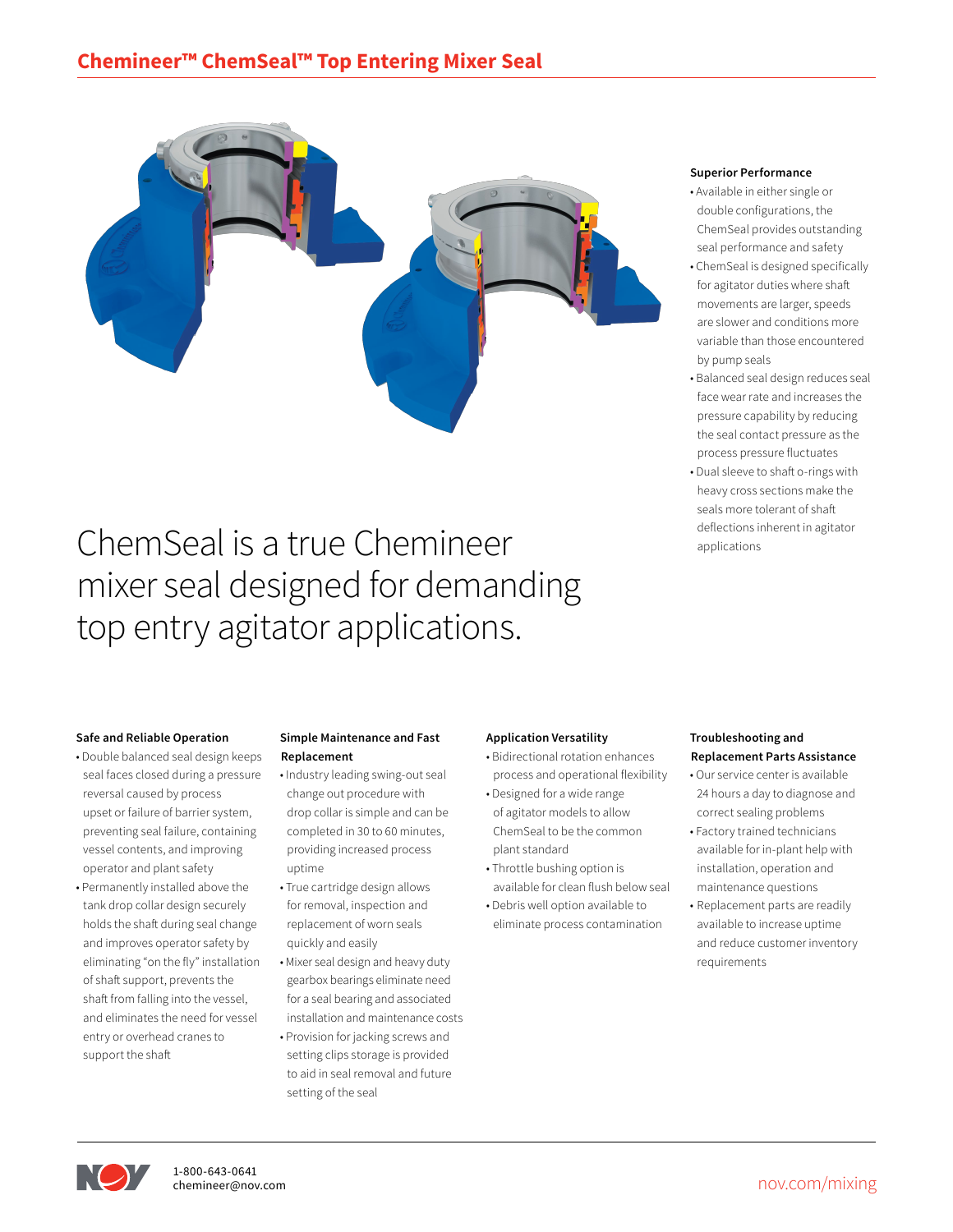# Chemineer™ ChemSeal™ Top Entering Mixer Seal

## ChemSeal is a true Chemineer mixer seal designed for demanding top entry agitator applications.

**Superior Performance**

- Available in either single or double configurations, the ChemSeal provides outstanding seal performance and safety
- ChemSeal is designed specifically for agitator duties where shaft movements are larger, speeds are slower and conditions more variable than those encountered by pump seals
- Balanced seal design reduces seal face wear rate and increases the pressure capability by reducing the seal contact pressure as the process pressure fluctuates
- Dual sleeve to shaft o-rings with heavy cross sections make the seals more tolerant of shaft deflections inherent in agitator applications

**Safe and Reliable Operation**

- Double balanced seal design keeps seal faces closed during a pressure reversal caused by process upset or failure of barrier system, preventing seal failure, containing vessel contents, and improving operator and plant safety
- Permanently installed above the tank drop collar design securely holds the shaft during seal change and improves operator safety by eliminating "on the fly" installation of shaft support, prevents the shaft from falling into the vessel, and eliminates the need for vessel entry or overhead cranes to support the shaft

**Simple Maintenance and Fast Replacement**

- Industry leading swing-out seal change out procedure with drop collar is simple and can be completed in 30 to 60 minutes, providing increased process uptime
- True cartridge design allows for removal, inspection and replacement of worn seals quickly and easily
- Mixer seal design and heavy duty gearbox bearings eliminate need for a seal bearing and associated installation and maintenance costs
- Provision for jacking screws and setting clips storage is provided to aid in seal removal and future setting of the seal

**Application Versatility**

- Bidirectional rotation enhances process and operational flexibility
- Designed for a wide range of agitator models to allow ChemSeal to be the common plant standard
- Throttle bushing option is available for clean flush below seal
- Debris well option available to eliminate process contamination

**Troubleshooting and Replacement Parts Assistance**

- Our service center is available 24 hours a day to diagnose and correct sealing problems
- Factory trained technicians available for in-plant help with installation, operation and maintenance questions
- Replacement parts are readily available to increase uptime and reduce customer inventory requirements

1-800-643-0641
chemineer@nov.com

nov.com/mixing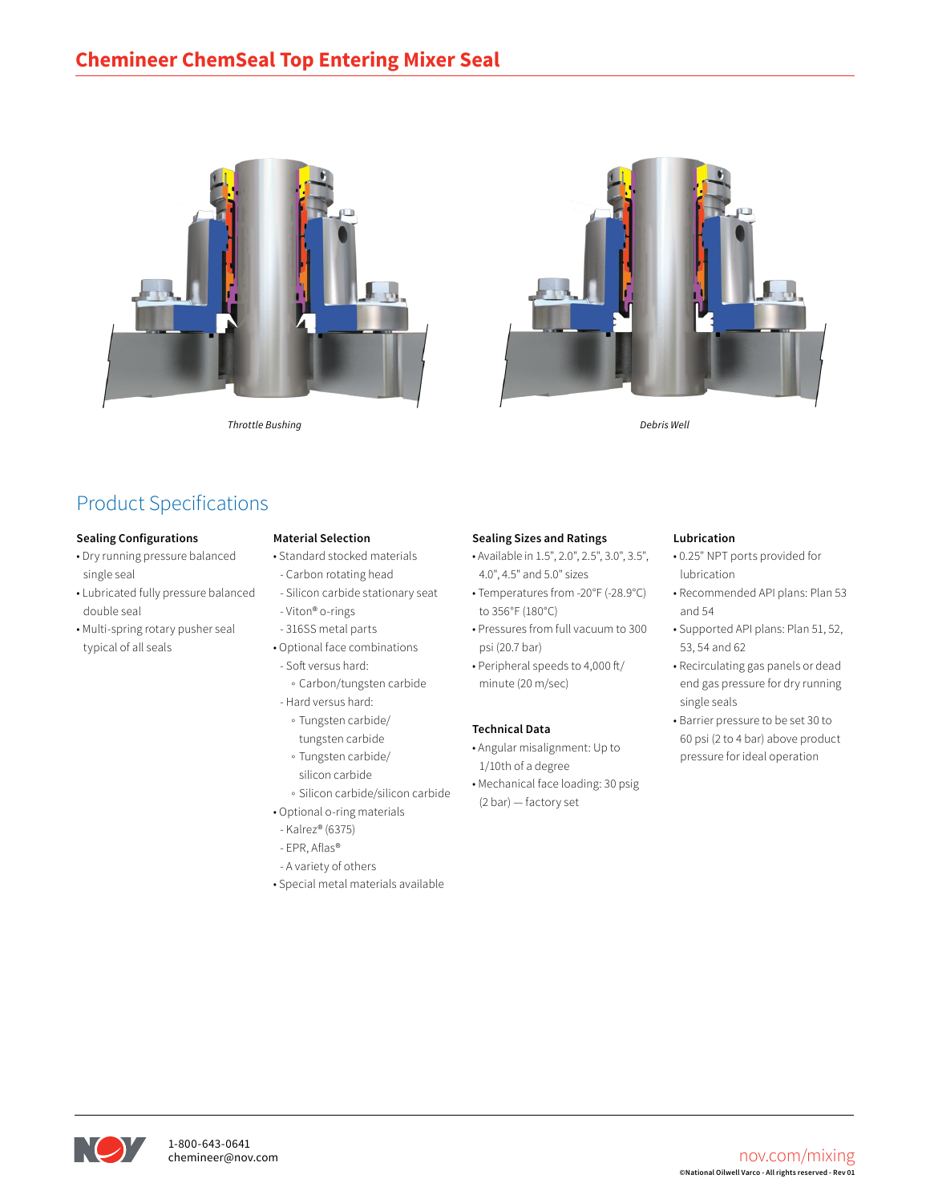# Chemineer ChemSeal Top Entering Mixer Seal

*Throttle Bushing*

*Debris Well*

## Product Specifications

**Sealing Configurations**

- Dry running pressure balanced single seal
- Lubricated fully pressure balanced double seal
- Multi-spring rotary pusher seal typical of all seals

**Material Selection**

- Standard stocked materials
  - Carbon rotating head
  - Silicon carbide stationary seat
  - Viton® o-rings
  - 316SS metal parts
- Optional face combinations
  - Soft versus hard:
    - Carbon/tungsten carbide
  - Hard versus hard:
    - Tungsten carbide/ tungsten carbide
    - Tungsten carbide/ silicon carbide
    - Silicon carbide/silicon carbide
- Optional o-ring materials
  - Kalrez® (6375)
  - EPR, Aflas®
  - A variety of others
- Special metal materials available

**Sealing Sizes and Ratings**

- Available in 1.5", 2.0", 2.5", 3.0", 3.5", 4.0", 4.5" and 5.0" sizes
- Temperatures from -20°F (-28.9°C) to 356°F (180°C)
- Pressures from full vacuum to 300 psi (20.7 bar)
- Peripheral speeds to 4,000 ft/ minute (20 m/sec)

**Technical Data**

- Angular misalignment: Up to 1/10th of a degree
- Mechanical face loading: 30 psig (2 bar) — factory set

**Lubrication**

- 0.25" NPT ports provided for lubrication
- Recommended API plans: Plan 53 and 54
- Supported API plans: Plan 51, 52, 53, 54 and 62
- Recirculating gas panels or dead end gas pressure for dry running single seals
- Barrier pressure to be set 30 to 60 psi (2 to 4 bar) above product pressure for ideal operation

1-800-643-0641
chemineer@nov.com

nov.com/mixing

©National Oilwell Varco - All rights reserved - Rev 01